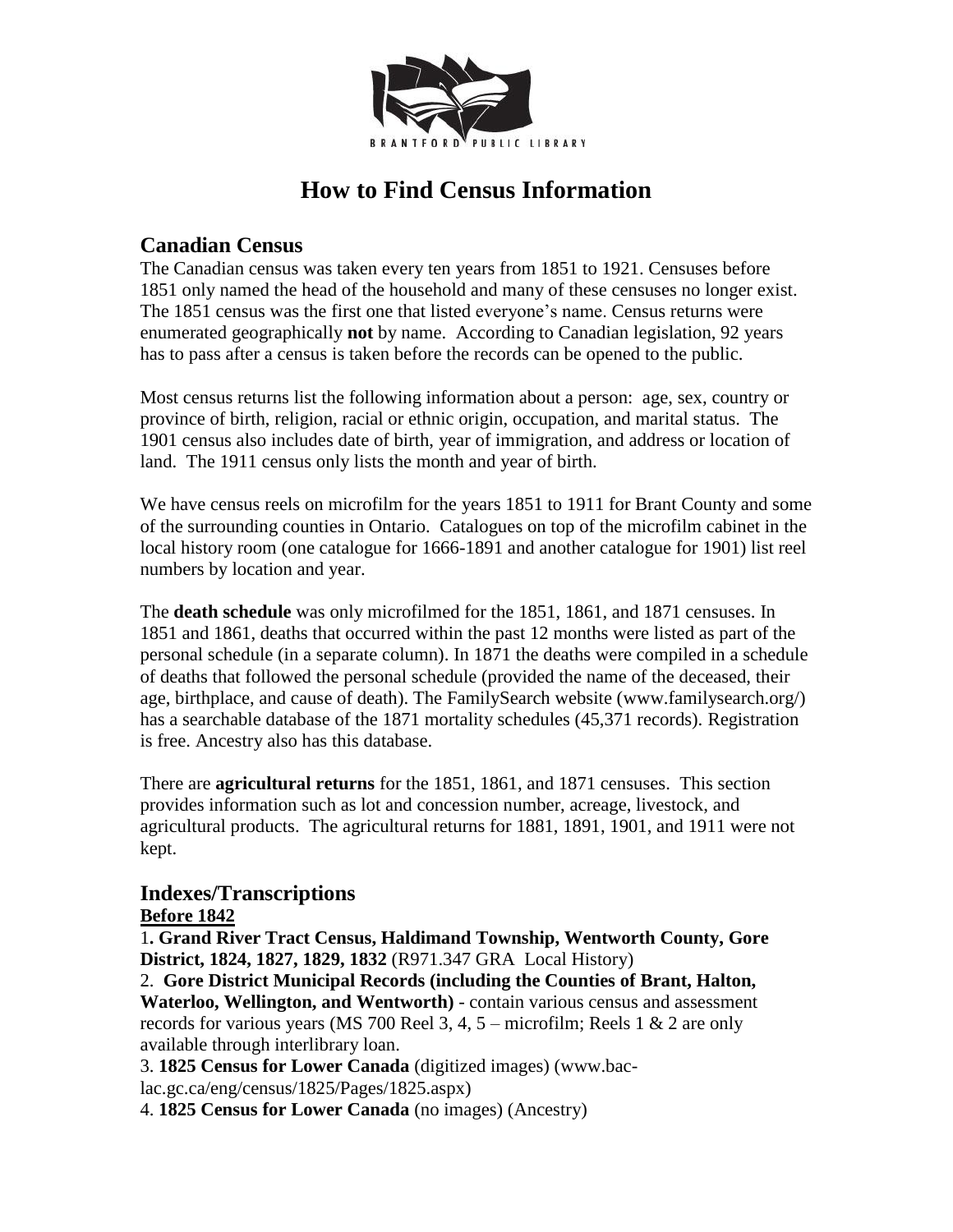BRANTFORD PUBLIC LIBRARY

# How to Find Census Information

## Canadian Census

The Canadian census was taken every ten years from 1851 to 1921. Censuses before 1851 only named the head of the household and many of these censuses no longer exist. The 1851 census was the first one that listed everyone's name. Census returns were enumerated geographically **not** by name. According to Canadian legislation, 92 years has to pass after a census is taken before the records can be opened to the public.

Most census returns list the following information about a person: age, sex, country or province of birth, religion, racial or ethnic origin, occupation, and marital status. The 1901 census also includes date of birth, year of immigration, and address or location of land. The 1911 census only lists the month and year of birth.

We have census reels on microfilm for the years 1851 to 1911 for Brant County and some of the surrounding counties in Ontario. Catalogues on top of the microfilm cabinet in the local history room (one catalogue for 1666-1891 and another catalogue for 1901) list reel numbers by location and year.

The **death schedule** was only microfilmed for the 1851, 1861, and 1871 censuses. In 1851 and 1861, deaths that occurred within the past 12 months were listed as part of the personal schedule (in a separate column). In 1871 the deaths were compiled in a schedule of deaths that followed the personal schedule (provided the name of the deceased, their age, birthplace, and cause of death). The FamilySearch website (www.familysearch.org/) has a searchable database of the 1871 mortality schedules (45,371 records). Registration is free. Ancestry also has this database.

There are **agricultural returns** for the 1851, 1861, and 1871 censuses. This section provides information such as lot and concession number, acreage, livestock, and agricultural products. The agricultural returns for 1881, 1891, 1901, and 1911 were not kept.

## Indexes/Transcriptions

**Before 1842**

1. **Grand River Tract Census, Haldimand Township, Wentworth County, Gore District, 1824, 1827, 1829, 1832** (R971.347 GRA Local History)
2. **Gore District Municipal Records (including the Counties of Brant, Halton, Waterloo, Wellington, and Wentworth)** - contain various census and assessment records for various years (MS 700 Reel 3, 4, 5 – microfilm; Reels 1 & 2 are only available through interlibrary loan.
3. **1825 Census for Lower Canada** (digitized images) (www.bac-lac.gc.ca/eng/census/1825/Pages/1825.aspx)
4. **1825 Census for Lower Canada** (no images) (Ancestry)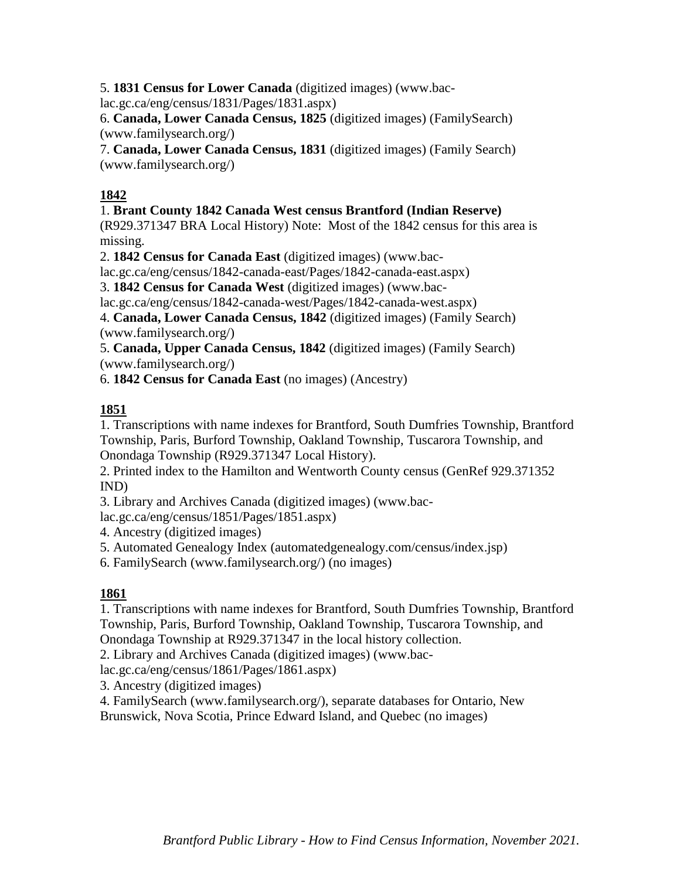5. **1831 Census for Lower Canada** (digitized images) (www.bac-lac.gc.ca/eng/census/1831/Pages/1831.aspx)
6. **Canada, Lower Canada Census, 1825** (digitized images) (FamilySearch) (www.familysearch.org/)
7. **Canada, Lower Canada Census, 1831** (digitized images) (Family Search) (www.familysearch.org/)

## 1842

1. **Brant County 1842 Canada West census Brantford (Indian Reserve)** (R929.371347 BRA Local History) Note: Most of the 1842 census for this area is missing.
2. **1842 Census for Canada East** (digitized images) (www.bac-lac.gc.ca/eng/census/1842-canada-east/Pages/1842-canada-east.aspx)
3. **1842 Census for Canada West** (digitized images) (www.bac-lac.gc.ca/eng/census/1842-canada-west/Pages/1842-canada-west.aspx)
4. **Canada, Lower Canada Census, 1842** (digitized images) (Family Search) (www.familysearch.org/)
5. **Canada, Upper Canada Census, 1842** (digitized images) (Family Search) (www.familysearch.org/)
6. **1842 Census for Canada East** (no images) (Ancestry)

## 1851

1. Transcriptions with name indexes for Brantford, South Dumfries Township, Brantford Township, Paris, Burford Township, Oakland Township, Tuscarora Township, and Onondaga Township (R929.371347 Local History).
2. Printed index to the Hamilton and Wentworth County census (GenRef 929.371352 IND)
3. Library and Archives Canada (digitized images) (www.bac-lac.gc.ca/eng/census/1851/Pages/1851.aspx)
4. Ancestry (digitized images)
5. Automated Genealogy Index (automatedgenealogy.com/census/index.jsp)
6. FamilySearch (www.familysearch.org/) (no images)

## 1861

1. Transcriptions with name indexes for Brantford, South Dumfries Township, Brantford Township, Paris, Burford Township, Oakland Township, Tuscarora Township, and Onondaga Township at R929.371347 in the local history collection.
2. Library and Archives Canada (digitized images) (www.bac-lac.gc.ca/eng/census/1861/Pages/1861.aspx)
3. Ancestry (digitized images)
4. FamilySearch (www.familysearch.org/), separate databases for Ontario, New Brunswick, Nova Scotia, Prince Edward Island, and Quebec (no images)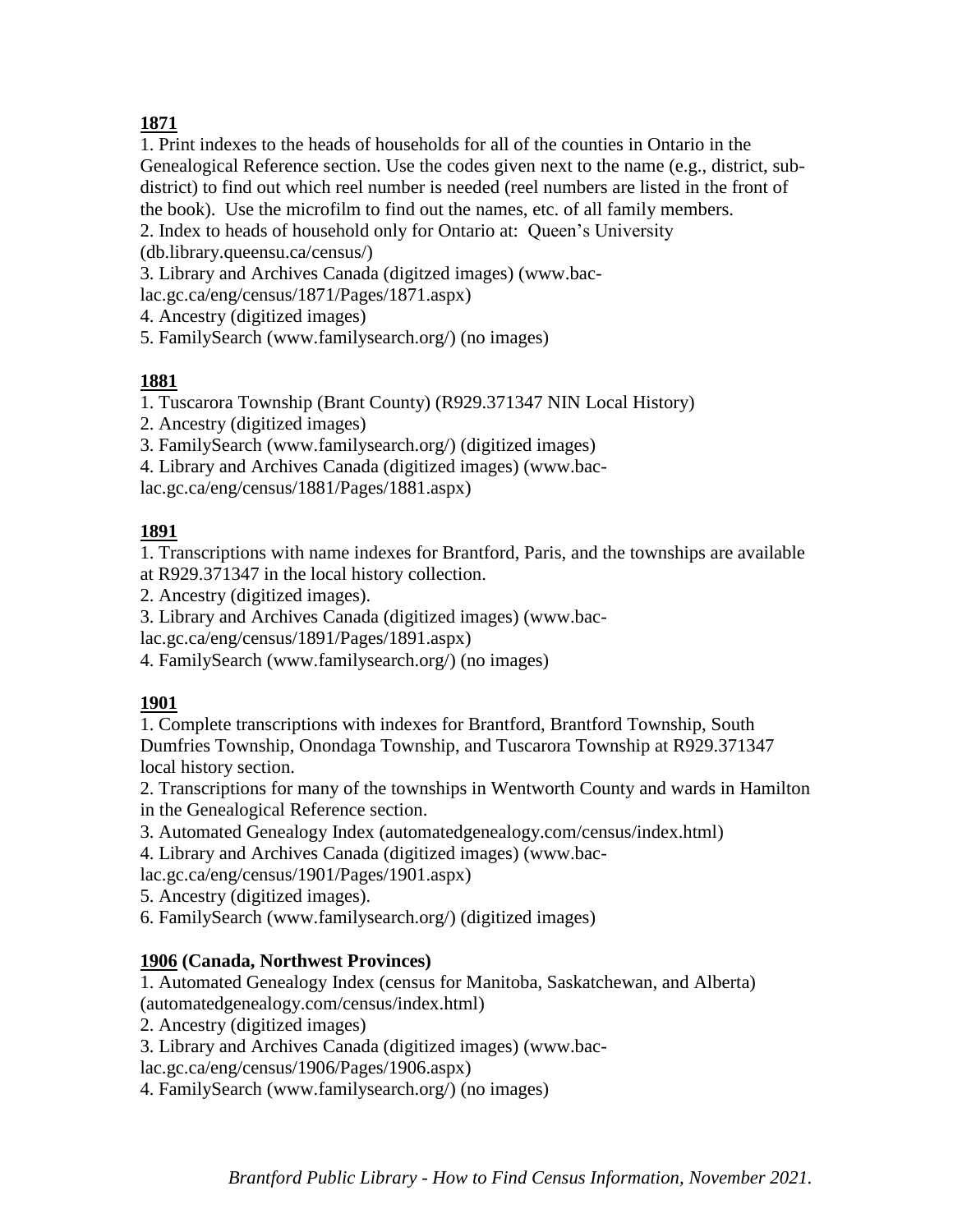**<u>1871</u>**

1. Print indexes to the heads of households for all of the counties in Ontario in the Genealogical Reference section. Use the codes given next to the name (e.g., district, sub-district) to find out which reel number is needed (reel numbers are listed in the front of the book). Use the microfilm to find out the names, etc. of all family members.
2. Index to heads of household only for Ontario at: Queen's University (db.library.queensu.ca/census/)
3. Library and Archives Canada (digitzed images) (www.bac-lac.gc.ca/eng/census/1871/Pages/1871.aspx)
4. Ancestry (digitized images)
5. FamilySearch (www.familysearch.org/) (no images)

**<u>1881</u>**

1. Tuscarora Township (Brant County) (R929.371347 NIN Local History)
2. Ancestry (digitized images)
3. FamilySearch (www.familysearch.org/) (digitized images)
4. Library and Archives Canada (digitized images) (www.bac-lac.gc.ca/eng/census/1881/Pages/1881.aspx)

**<u>1891</u>**

1. Transcriptions with name indexes for Brantford, Paris, and the townships are available at R929.371347 in the local history collection.
2. Ancestry (digitized images).
3. Library and Archives Canada (digitized images) (www.bac-lac.gc.ca/eng/census/1891/Pages/1891.aspx)
4. FamilySearch (www.familysearch.org/) (no images)

**<u>1901</u>**

1. Complete transcriptions with indexes for Brantford, Brantford Township, South Dumfries Township, Onondaga Township, and Tuscarora Township at R929.371347 local history section.
2. Transcriptions for many of the townships in Wentworth County and wards in Hamilton in the Genealogical Reference section.
3. Automated Genealogy Index (automatedgenealogy.com/census/index.html)
4. Library and Archives Canada (digitized images) (www.bac-lac.gc.ca/eng/census/1901/Pages/1901.aspx)
5. Ancestry (digitized images).
6. FamilySearch (www.familysearch.org/) (digitized images)

**<u>1906</u> (Canada, Northwest Provinces)**

1. Automated Genealogy Index (census for Manitoba, Saskatchewan, and Alberta) (automatedgenealogy.com/census/index.html)
2. Ancestry (digitized images)
3. Library and Archives Canada (digitized images) (www.bac-lac.gc.ca/eng/census/1906/Pages/1906.aspx)
4. FamilySearch (www.familysearch.org/) (no images)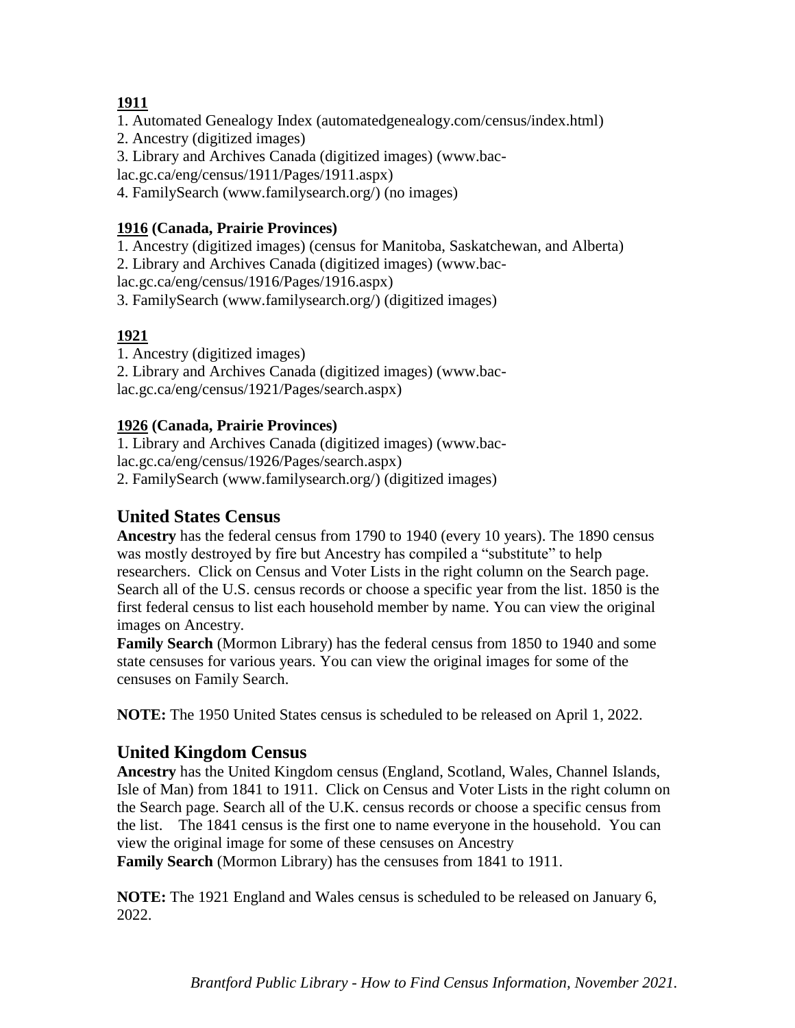**1911**

1. Automated Genealogy Index (automatedgenealogy.com/census/index.html)
2. Ancestry (digitized images)
3. Library and Archives Canada (digitized images) (www.bac-lac.gc.ca/eng/census/1911/Pages/1911.aspx)
4. FamilySearch (www.familysearch.org/) (no images)

**1916 (Canada, Prairie Provinces)**

1. Ancestry (digitized images) (census for Manitoba, Saskatchewan, and Alberta)
2. Library and Archives Canada (digitized images) (www.bac-lac.gc.ca/eng/census/1916/Pages/1916.aspx)
3. FamilySearch (www.familysearch.org/) (digitized images)

**1921**

1. Ancestry (digitized images)
2. Library and Archives Canada (digitized images) (www.bac-lac.gc.ca/eng/census/1921/Pages/search.aspx)

**1926 (Canada, Prairie Provinces)**

1. Library and Archives Canada (digitized images) (www.bac-lac.gc.ca/eng/census/1926/Pages/search.aspx)
2. FamilySearch (www.familysearch.org/) (digitized images)

## United States Census

**Ancestry** has the federal census from 1790 to 1940 (every 10 years). The 1890 census was mostly destroyed by fire but Ancestry has compiled a "substitute" to help researchers. Click on Census and Voter Lists in the right column on the Search page. Search all of the U.S. census records or choose a specific year from the list. 1850 is the first federal census to list each household member by name. You can view the original images on Ancestry.

**Family Search** (Mormon Library) has the federal census from 1850 to 1940 and some state censuses for various years. You can view the original images for some of the censuses on Family Search.

**NOTE:** The 1950 United States census is scheduled to be released on April 1, 2022.

## United Kingdom Census

**Ancestry** has the United Kingdom census (England, Scotland, Wales, Channel Islands, Isle of Man) from 1841 to 1911. Click on Census and Voter Lists in the right column on the Search page. Search all of the U.K. census records or choose a specific census from the list. The 1841 census is the first one to name everyone in the household. You can view the original image for some of these censuses on Ancestry

**Family Search** (Mormon Library) has the censuses from 1841 to 1911.

**NOTE:** The 1921 England and Wales census is scheduled to be released on January 6, 2022.